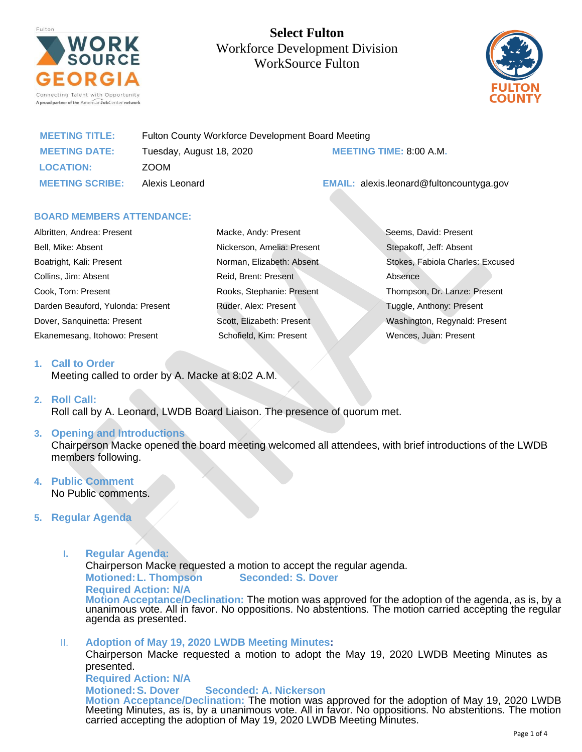# Select Fulton
Workforce Development Division
WorkSource Fulton

| | | | |
|---|---|---|---|
| **MEETING TITLE:** | Fulton County Workforce Development Board Meeting | | |
| **MEETING DATE:** | Tuesday, August 18, 2020 | **MEETING TIME:** | 8:00 A.M. |
| **LOCATION:** | ZOOM | | |
| **MEETING SCRIBE:** | Alexis Leonard | **EMAIL:** | alexis.leonard@fultoncountyga.gov |

**BOARD MEMBERS ATTENDANCE:**

Albritten, Andrea: Present
Bell, Mike: Absent
Boatright, Kali: Present
Collins, Jim: Absent
Cook, Tom: Present
Darden Beauford, Yulonda: Present
Dover, Sanquinetta: Present
Ekanemesang, Itohowo: Present
Macke, Andy: Present
Nickerson, Amelia: Present
Norman, Elizabeth: Absent
Reid, Brent: Present
Rooks, Stephanie: Present
Ruder, Alex: Present
Scott, Elizabeth: Present
Schofield, Kim: Present
Seems, David: Present
Stepakoff, Jeff: Absent
Stokes, Fabiola Charles: Excused Absence
Thompson, Dr. Lanze: Present
Tuggle, Anthony: Present
Washington, Regynald: Present
Wences, Juan: Present

1. **Call to Order**
   Meeting called to order by A. Macke at 8:02 A.M.

2. **Roll Call:**
   Roll call by A. Leonard, LWDB Board Liaison. The presence of quorum met.

3. **Opening and Introductions**
   Chairperson Macke opened the board meeting welcomed all attendees, with brief introductions of the LWDB members following.

4. **Public Comment**
   No Public comments.

5. **Regular Agenda**

   I. **Regular Agenda:**
   Chairperson Macke requested a motion to accept the regular agenda.
   **Motioned: L. Thompson** **Seconded: S. Dover**
   **Required Action: N/A**
   **Motion Acceptance/Declination:** The motion was approved for the adoption of the agenda, as is, by a unanimous vote. All in favor. No oppositions. No abstentions. The motion carried accepting the regular agenda as presented.

   II. **Adoption of May 19, 2020 LWDB Meeting Minutes:**
   Chairperson Macke requested a motion to adopt the May 19, 2020 LWDB Meeting Minutes as presented.
   **Required Action: N/A**
   **Motioned: S. Dover** **Seconded: A. Nickerson**
   **Motion Acceptance/Declination:** The motion was approved for the adoption of May 19, 2020 LWDB Meeting Minutes, as is, by a unanimous vote. All in favor. No oppositions. No abstentions. The motion carried accepting the adoption of May 19, 2020 LWDB Meeting Minutes.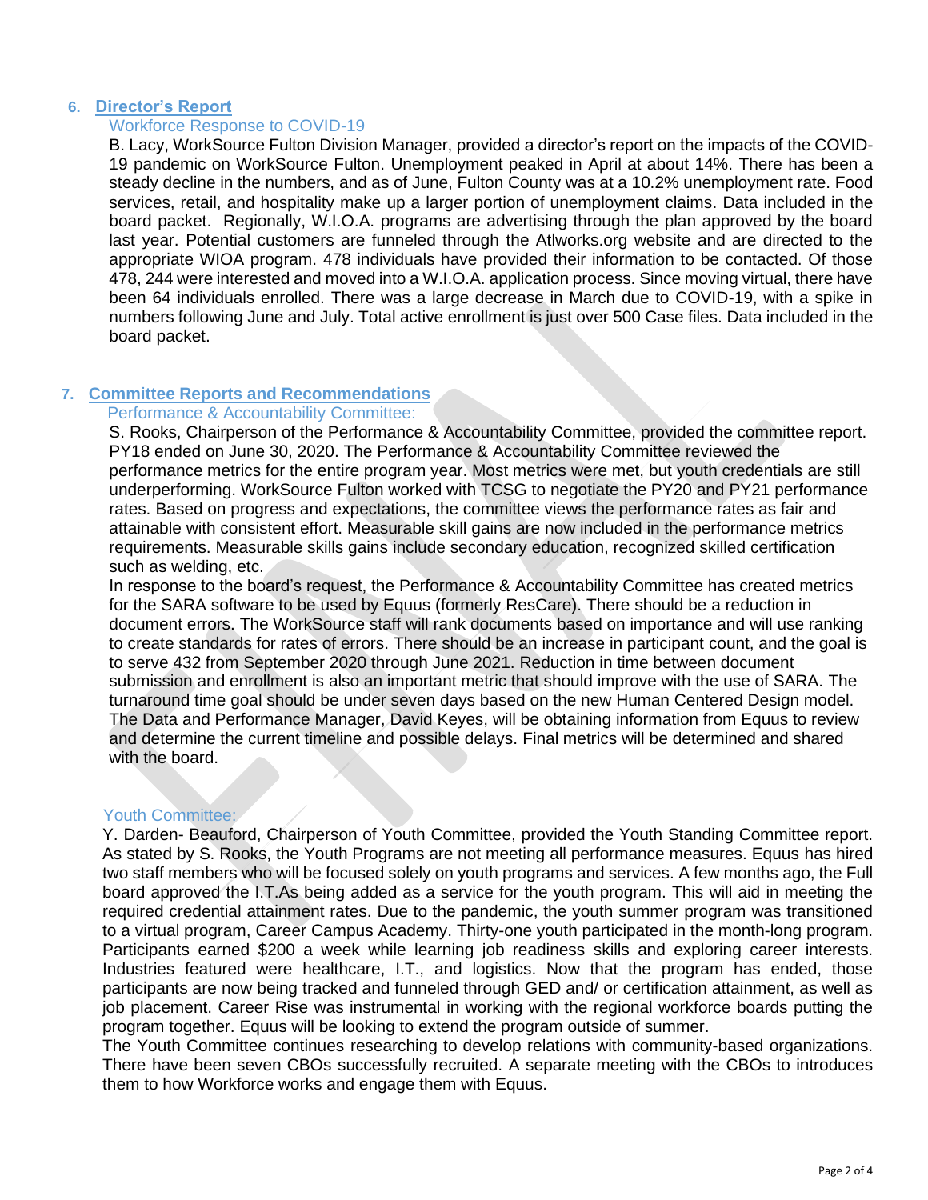## 6. Director's Report

### Workforce Response to COVID-19

B. Lacy, WorkSource Fulton Division Manager, provided a director's report on the impacts of the COVID-19 pandemic on WorkSource Fulton. Unemployment peaked in April at about 14%. There has been a steady decline in the numbers, and as of June, Fulton County was at a 10.2% unemployment rate. Food services, retail, and hospitality make up a larger portion of unemployment claims. Data included in the board packet. Regionally, W.I.O.A. programs are advertising through the plan approved by the board last year. Potential customers are funneled through the Atlworks.org website and are directed to the appropriate WIOA program. 478 individuals have provided their information to be contacted. Of those 478, 244 were interested and moved into a W.I.O.A. application process. Since moving virtual, there have been 64 individuals enrolled. There was a large decrease in March due to COVID-19, with a spike in numbers following June and July. Total active enrollment is just over 500 Case files. Data included in the board packet.

## 7. Committee Reports and Recommendations

### Performance & Accountability Committee:

S. Rooks, Chairperson of the Performance & Accountability Committee, provided the committee report. PY18 ended on June 30, 2020. The Performance & Accountability Committee reviewed the performance metrics for the entire program year. Most metrics were met, but youth credentials are still underperforming. WorkSource Fulton worked with TCSG to negotiate the PY20 and PY21 performance rates. Based on progress and expectations, the committee views the performance rates as fair and attainable with consistent effort. Measurable skill gains are now included in the performance metrics requirements. Measurable skills gains include secondary education, recognized skilled certification such as welding, etc.

In response to the board's request, the Performance & Accountability Committee has created metrics for the SARA software to be used by Equus (formerly ResCare). There should be a reduction in document errors. The WorkSource staff will rank documents based on importance and will use ranking to create standards for rates of errors. There should be an increase in participant count, and the goal is to serve 432 from September 2020 through June 2021. Reduction in time between document submission and enrollment is also an important metric that should improve with the use of SARA. The turnaround time goal should be under seven days based on the new Human Centered Design model. The Data and Performance Manager, David Keyes, will be obtaining information from Equus to review and determine the current timeline and possible delays. Final metrics will be determined and shared with the board.

### Youth Committee:

Y. Darden- Beauford, Chairperson of Youth Committee, provided the Youth Standing Committee report. As stated by S. Rooks, the Youth Programs are not meeting all performance measures. Equus has hired two staff members who will be focused solely on youth programs and services. A few months ago, the Full board approved the I.T.As being added as a service for the youth program. This will aid in meeting the required credential attainment rates. Due to the pandemic, the youth summer program was transitioned to a virtual program, Career Campus Academy. Thirty-one youth participated in the month-long program. Participants earned $200 a week while learning job readiness skills and exploring career interests. Industries featured were healthcare, I.T., and logistics. Now that the program has ended, those participants are now being tracked and funneled through GED and/ or certification attainment, as well as job placement. Career Rise was instrumental in working with the regional workforce boards putting the program together. Equus will be looking to extend the program outside of summer.

The Youth Committee continues researching to develop relations with community-based organizations. There have been seven CBOs successfully recruited. A separate meeting with the CBOs to introduces them to how Workforce works and engage them with Equus.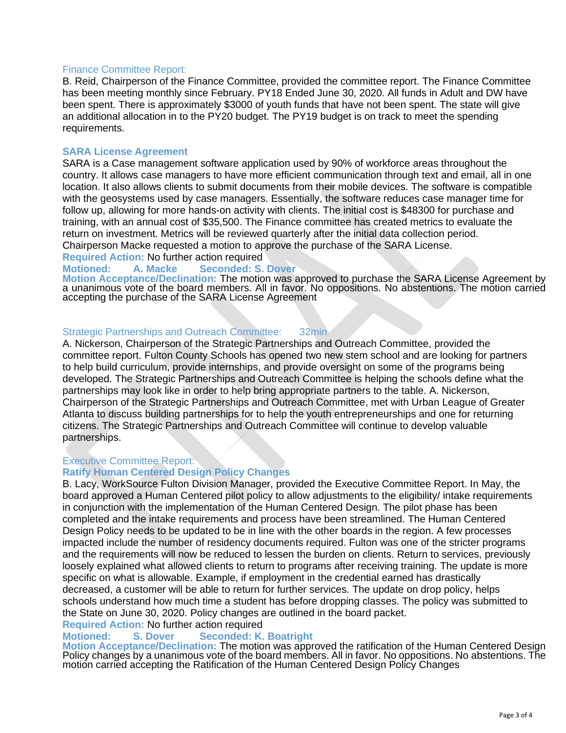### Finance Committee Report:

B. Reid, Chairperson of the Finance Committee, provided the committee report. The Finance Committee has been meeting monthly since February. PY18 Ended June 30, 2020. All funds in Adult and DW have been spent. There is approximately $3000 of youth funds that have not been spent. The state will give an additional allocation in to the PY20 budget. The PY19 budget is on track to meet the spending requirements.

### SARA License Agreement

SARA is a Case management software application used by 90% of workforce areas throughout the country. It allows case managers to have more efficient communication through text and email, all in one location. It also allows clients to submit documents from their mobile devices. The software is compatible with the geosystems used by case managers. Essentially, the software reduces case manager time for follow up, allowing for more hands-on activity with clients. The initial cost is $48300 for purchase and training, with an annual cost of $35,500. The Finance committee has created metrics to evaluate the return on investment. Metrics will be reviewed quarterly after the initial data collection period. Chairperson Macke requested a motion to approve the purchase of the SARA License.

**Required Action:** No further action required

**Motioned:** A. Macke **Seconded: S. Dover**

**Motion Acceptance/Declination:** The motion was approved to purchase the SARA License Agreement by a unanimous vote of the board members. All in favor. No oppositions. No abstentions. The motion carried accepting the purchase of the SARA License Agreement

### Strategic Partnerships and Outreach Committee: 32min

A. Nickerson, Chairperson of the Strategic Partnerships and Outreach Committee, provided the committee report. Fulton County Schools has opened two new stem school and are looking for partners to help build curriculum, provide internships, and provide oversight on some of the programs being developed. The Strategic Partnerships and Outreach Committee is helping the schools define what the partnerships may look like in order to help bring appropriate partners to the table. A. Nickerson, Chairperson of the Strategic Partnerships and Outreach Committee, met with Urban League of Greater Atlanta to discuss building partnerships for to help the youth entrepreneurships and one for returning citizens. The Strategic Partnerships and Outreach Committee will continue to develop valuable partnerships.

### Executive Committee Report:

### Ratify Human Centered Design Policy Changes

B. Lacy, WorkSource Fulton Division Manager, provided the Executive Committee Report. In May, the board approved a Human Centered pilot policy to allow adjustments to the eligibility/ intake requirements in conjunction with the implementation of the Human Centered Design. The pilot phase has been completed and the intake requirements and process have been streamlined. The Human Centered Design Policy needs to be updated to be in line with the other boards in the region. A few processes impacted include the number of residency documents required. Fulton was one of the stricter programs and the requirements will now be reduced to lessen the burden on clients. Return to services, previously loosely explained what allowed clients to return to programs after receiving training. The update is more specific on what is allowable. Example, if employment in the credential earned has drastically decreased, a customer will be able to return for further services. The update on drop policy, helps schools understand how much time a student has before dropping classes. The policy was submitted to the State on June 30, 2020. Policy changes are outlined in the board packet.

**Required Action:** No further action required

**Motioned:** S. Dover **Seconded: K. Boatright**

**Motion Acceptance/Declination:** The motion was approved the ratification of the Human Centered Design Policy changes by a unanimous vote of the board members. All in favor. No oppositions. No abstentions. The motion carried accepting the Ratification of the Human Centered Design Policy Changes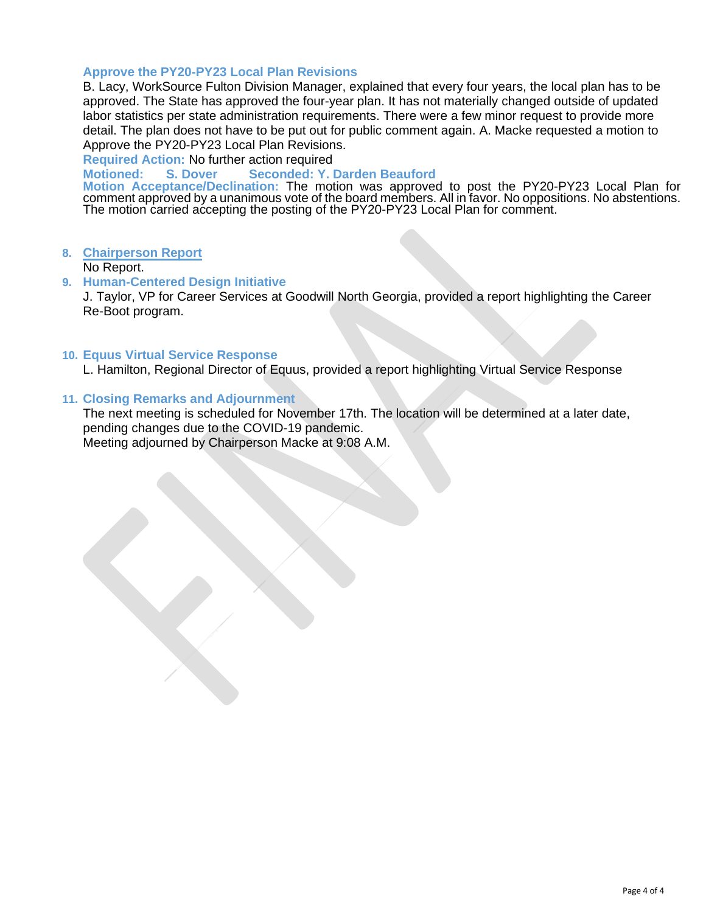### Approve the PY20-PY23 Local Plan Revisions

B. Lacy, WorkSource Fulton Division Manager, explained that every four years, the local plan has to be approved. The State has approved the four-year plan. It has not materially changed outside of updated labor statistics per state administration requirements. There were a few minor request to provide more detail. The plan does not have to be put out for public comment again. A. Macke requested a motion to Approve the PY20-PY23 Local Plan Revisions.

**Required Action:** No further action required

**Motioned:** S. Dover **Seconded:** Y. Darden Beauford

**Motion Acceptance/Declination:** The motion was approved to post the PY20-PY23 Local Plan for comment approved by a unanimous vote of the board members. All in favor. No oppositions. No abstentions. The motion carried accepting the posting of the PY20-PY23 Local Plan for comment.

8. **Chairperson Report**

   No Report.

9. **Human-Centered Design Initiative**

   J. Taylor, VP for Career Services at Goodwill North Georgia, provided a report highlighting the Career Re-Boot program.

10. **Equus Virtual Service Response**

    L. Hamilton, Regional Director of Equus, provided a report highlighting Virtual Service Response

11. **Closing Remarks and Adjournment**

    The next meeting is scheduled for November 17th. The location will be determined at a later date, pending changes due to the COVID-19 pandemic.
    Meeting adjourned by Chairperson Macke at 9:08 A.M.